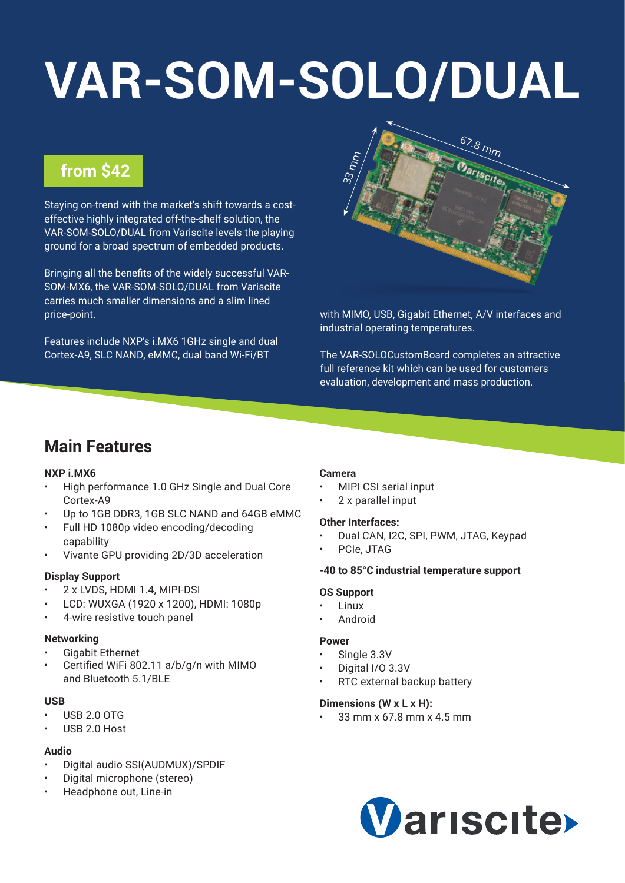# VAR-SOM-SOLO/DUAL

**from $42**

Staying on-trend with the market's shift towards a cost-effective highly integrated off-the-shelf solution, the VAR-SOM-SOLO/DUAL from Variscite levels the playing ground for a broad spectrum of embedded products.

Bringing all the benefits of the widely successful VAR-SOM-MX6, the VAR-SOM-SOLO/DUAL from Variscite carries much smaller dimensions and a slim lined price-point.

Features include NXP's i.MX6 1GHz single and dual Cortex-A9, SLC NAND, eMMC, dual band Wi-Fi/BT with MIMO, USB, Gigabit Ethernet, A/V interfaces and industrial operating temperatures.

The VAR-SOLOCustomBoard completes an attractive full reference kit which can be used for customers evaluation, development and mass production.

## Main Features

**NXP i.MX6**
- High performance 1.0 GHz Single and Dual Core Cortex-A9
- Up to 1GB DDR3, 1GB SLC NAND and 64GB eMMC
- Full HD 1080p video encoding/decoding capability
- Vivante GPU providing 2D/3D acceleration

**Display Support**
- 2 x LVDS, HDMI 1.4, MIPI-DSI
- LCD: WUXGA (1920 x 1200), HDMI: 1080p
- 4-wire resistive touch panel

**Networking**
- Gigabit Ethernet
- Certified WiFi 802.11 a/b/g/n with MIMO and Bluetooth 5.1/BLE

**USB**
- USB 2.0 OTG
- USB 2.0 Host

**Audio**
- Digital audio SSI(AUDMUX)/SPDIF
- Digital microphone (stereo)
- Headphone out, Line-in

**Camera**
- MIPI CSI serial input
- 2 x parallel input

**Other Interfaces:**
- Dual CAN, I2C, SPI, PWM, JTAG, Keypad
- PCIe, JTAG

**-40 to 85°C industrial temperature support**

**OS Support**
- Linux
- Android

**Power**
- Single 3.3V
- Digital I/O 3.3V
- RTC external backup battery

**Dimensions (W x L x H):**
- 33 mm x 67.8 mm x 4.5 mm

Variscite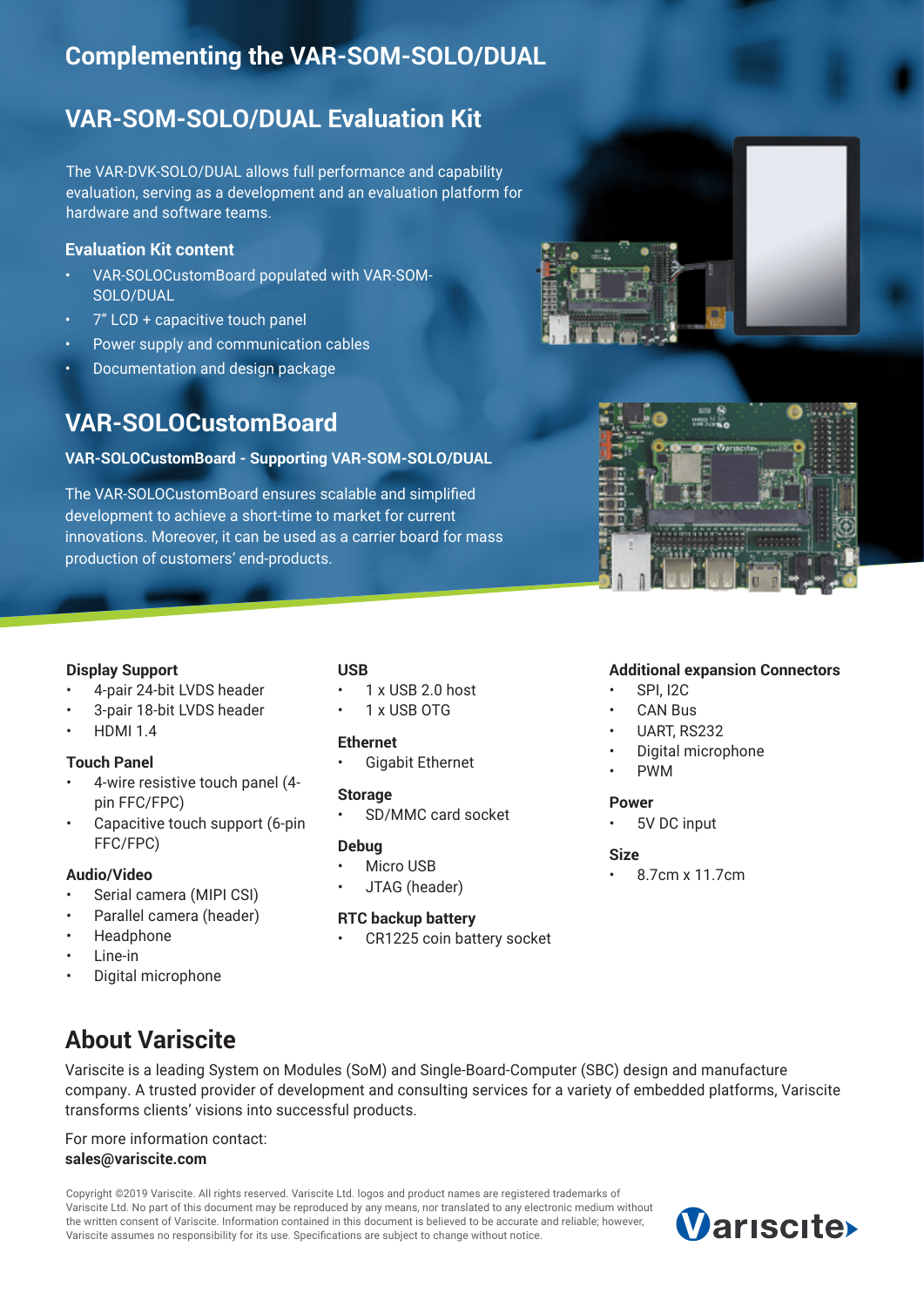# Complementing the VAR-SOM-SOLO/DUAL

## VAR-SOM-SOLO/DUAL Evaluation Kit

The VAR-DVK-SOLO/DUAL allows full performance and capability evaluation, serving as a development and an evaluation platform for hardware and software teams.

### Evaluation Kit content

- VAR-SOLOCustomBoard populated with VAR-SOM-SOLO/DUAL
- 7" LCD + capacitive touch panel
- Power supply and communication cables
- Documentation and design package

## VAR-SOLOCustomBoard

**VAR-SOLOCustomBoard - Supporting VAR-SOM-SOLO/DUAL**

The VAR-SOLOCustomBoard ensures scalable and simplified development to achieve a short-time to market for current innovations. Moreover, it can be used as a carrier board for mass production of customers' end-products.

### Display Support

- 4-pair 24-bit LVDS header
- 3-pair 18-bit LVDS header
- HDMI 1.4

### Touch Panel

- 4-wire resistive touch panel (4-pin FFC/FPC)
- Capacitive touch support (6-pin FFC/FPC)

### Audio/Video

- Serial camera (MIPI CSI)
- Parallel camera (header)
- Headphone
- Line-in
- Digital microphone

### USB

- 1 x USB 2.0 host
- 1 x USB OTG

### Ethernet

- Gigabit Ethernet

### Storage

- SD/MMC card socket

### Debug

- Micro USB
- JTAG (header)

### RTC backup battery

- CR1225 coin battery socket

### Additional expansion Connectors

- SPI, I2C
- CAN Bus
- UART, RS232
- Digital microphone
- PWM

### Power

- 5V DC input

### Size

- 8.7cm x 11.7cm

## About Variscite

Variscite is a leading System on Modules (SoM) and Single-Board-Computer (SBC) design and manufacture company. A trusted provider of development and consulting services for a variety of embedded platforms, Variscite transforms clients' visions into successful products.

For more information contact:
**sales@variscite.com**

Copyright ©2019 Variscite. All rights reserved. Variscite Ltd. logos and product names are registered trademarks of Variscite Ltd. No part of this document may be reproduced by any means, nor translated to any electronic medium without the written consent of Variscite. Information contained in this document is believed to be accurate and reliable; however, Variscite assumes no responsibility for its use. Specifications are subject to change without notice.

Variscite